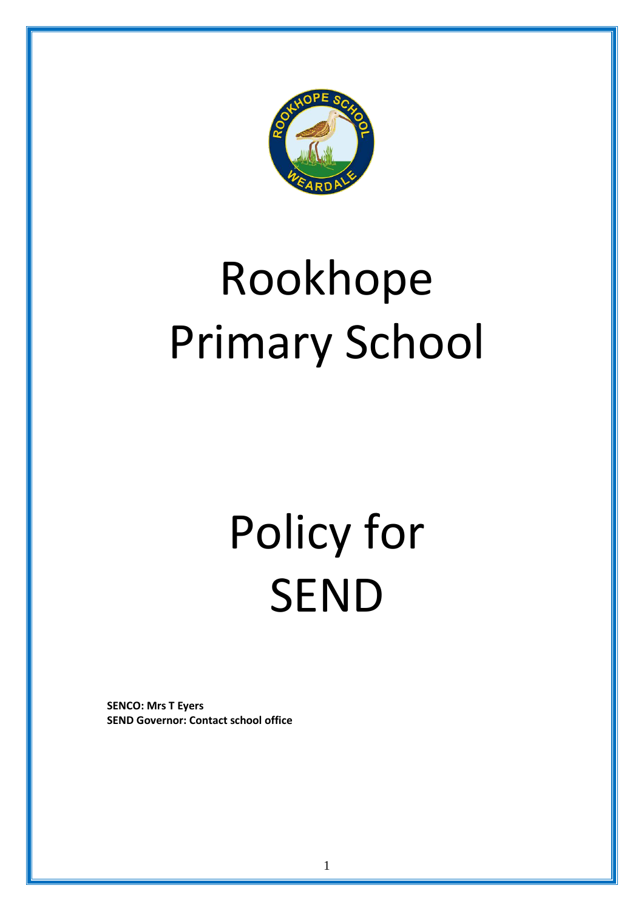# Rookhope Primary School

# Policy for SEND

**SENCO: Mrs T Eyers**
**SEND Governor: Contact school office**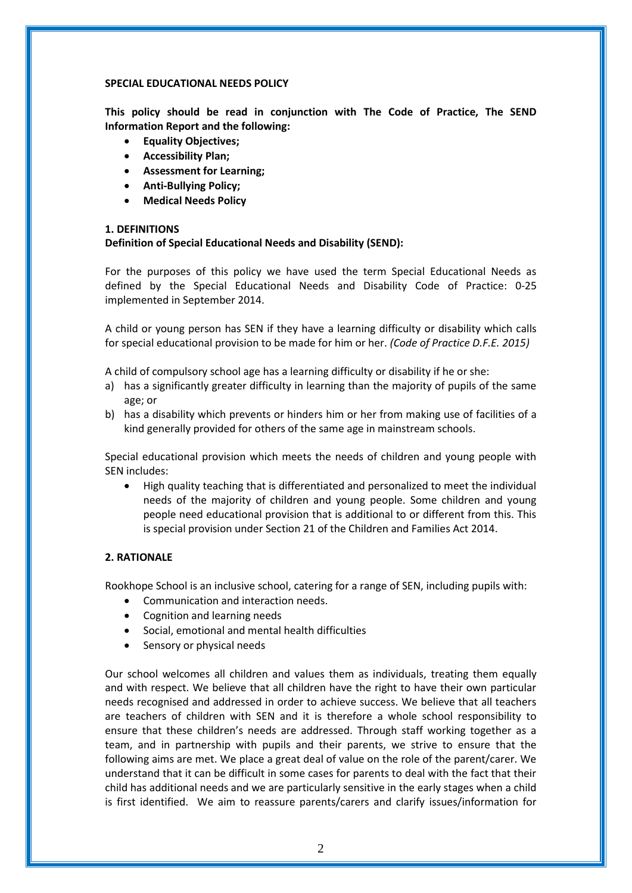**SPECIAL EDUCATIONAL NEEDS POLICY**

**This policy should be read in conjunction with The Code of Practice, The SEND Information Report and the following:**

- **Equality Objectives;**
- **Accessibility Plan;**
- **Assessment for Learning;**
- **Anti-Bullying Policy;**
- **Medical Needs Policy**

**1. DEFINITIONS**

**Definition of Special Educational Needs and Disability (SEND):**

For the purposes of this policy we have used the term Special Educational Needs as defined by the Special Educational Needs and Disability Code of Practice: 0-25 implemented in September 2014.

A child or young person has SEN if they have a learning difficulty or disability which calls for special educational provision to be made for him or her. *(Code of Practice D.F.E. 2015)*

A child of compulsory school age has a learning difficulty or disability if he or she:

a) has a significantly greater difficulty in learning than the majority of pupils of the same age; or
b) has a disability which prevents or hinders him or her from making use of facilities of a kind generally provided for others of the same age in mainstream schools.

Special educational provision which meets the needs of children and young people with SEN includes:

- High quality teaching that is differentiated and personalized to meet the individual needs of the majority of children and young people. Some children and young people need educational provision that is additional to or different from this. This is special provision under Section 21 of the Children and Families Act 2014.

**2. RATIONALE**

Rookhope School is an inclusive school, catering for a range of SEN, including pupils with:

- Communication and interaction needs.
- Cognition and learning needs
- Social, emotional and mental health difficulties
- Sensory or physical needs

Our school welcomes all children and values them as individuals, treating them equally and with respect. We believe that all children have the right to have their own particular needs recognised and addressed in order to achieve success. We believe that all teachers are teachers of children with SEN and it is therefore a whole school responsibility to ensure that these children's needs are addressed. Through staff working together as a team, and in partnership with pupils and their parents, we strive to ensure that the following aims are met. We place a great deal of value on the role of the parent/carer. We understand that it can be difficult in some cases for parents to deal with the fact that their child has additional needs and we are particularly sensitive in the early stages when a child is first identified. We aim to reassure parents/carers and clarify issues/information for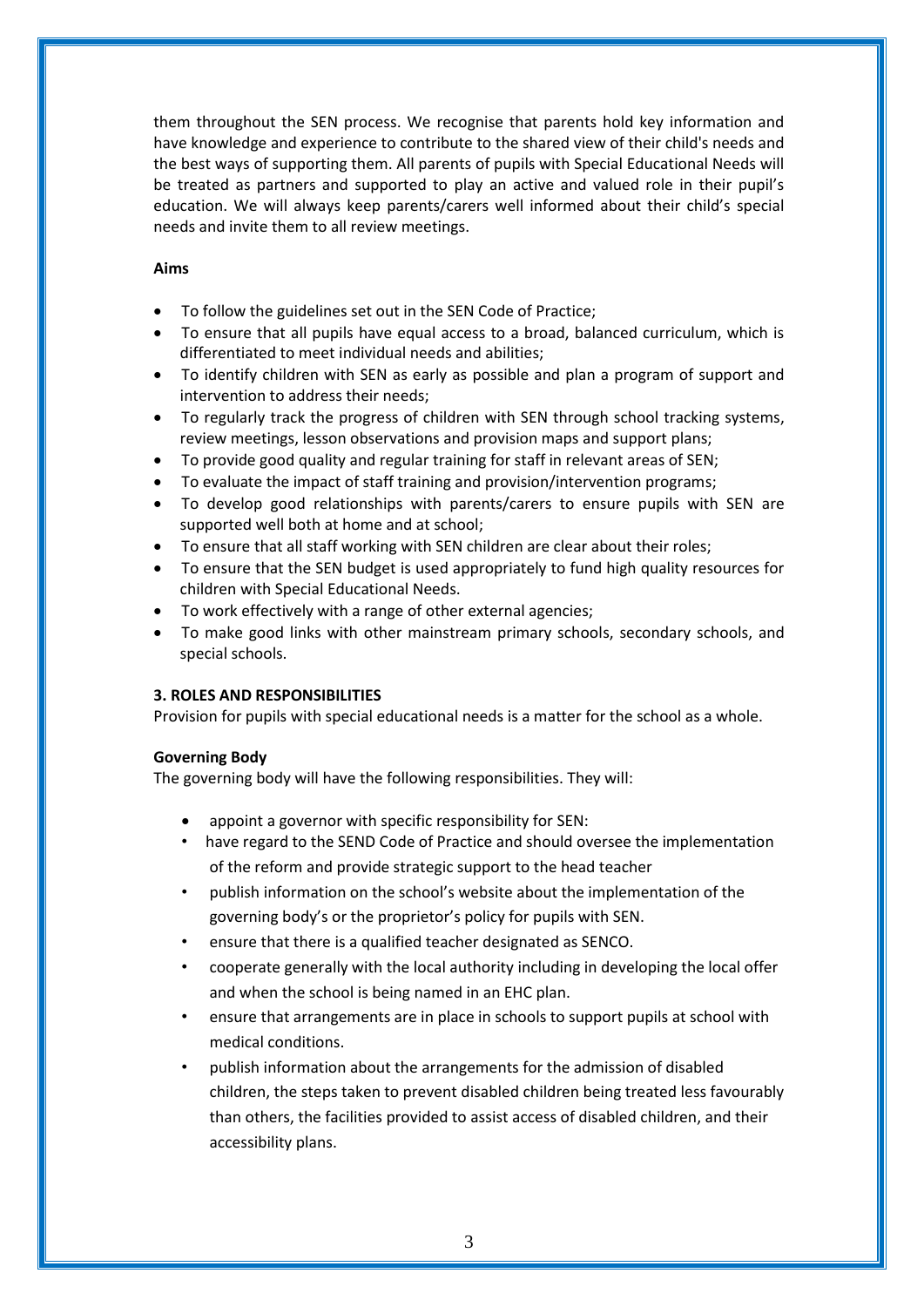them throughout the SEN process. We recognise that parents hold key information and have knowledge and experience to contribute to the shared view of their child's needs and the best ways of supporting them. All parents of pupils with Special Educational Needs will be treated as partners and supported to play an active and valued role in their pupil's education. We will always keep parents/carers well informed about their child's special needs and invite them to all review meetings.

**Aims**

- To follow the guidelines set out in the SEN Code of Practice;
- To ensure that all pupils have equal access to a broad, balanced curriculum, which is differentiated to meet individual needs and abilities;
- To identify children with SEN as early as possible and plan a program of support and intervention to address their needs;
- To regularly track the progress of children with SEN through school tracking systems, review meetings, lesson observations and provision maps and support plans;
- To provide good quality and regular training for staff in relevant areas of SEN;
- To evaluate the impact of staff training and provision/intervention programs;
- To develop good relationships with parents/carers to ensure pupils with SEN are supported well both at home and at school;
- To ensure that all staff working with SEN children are clear about their roles;
- To ensure that the SEN budget is used appropriately to fund high quality resources for children with Special Educational Needs.
- To work effectively with a range of other external agencies;
- To make good links with other mainstream primary schools, secondary schools, and special schools.

**3. ROLES AND RESPONSIBILITIES**

Provision for pupils with special educational needs is a matter for the school as a whole.

**Governing Body**

The governing body will have the following responsibilities. They will:

- appoint a governor with specific responsibility for SEN:
- have regard to the SEND Code of Practice and should oversee the implementation of the reform and provide strategic support to the head teacher
- publish information on the school's website about the implementation of the governing body's or the proprietor's policy for pupils with SEN.
- ensure that there is a qualified teacher designated as SENCO.
- cooperate generally with the local authority including in developing the local offer and when the school is being named in an EHC plan.
- ensure that arrangements are in place in schools to support pupils at school with medical conditions.
- publish information about the arrangements for the admission of disabled children, the steps taken to prevent disabled children being treated less favourably than others, the facilities provided to assist access of disabled children, and their accessibility plans.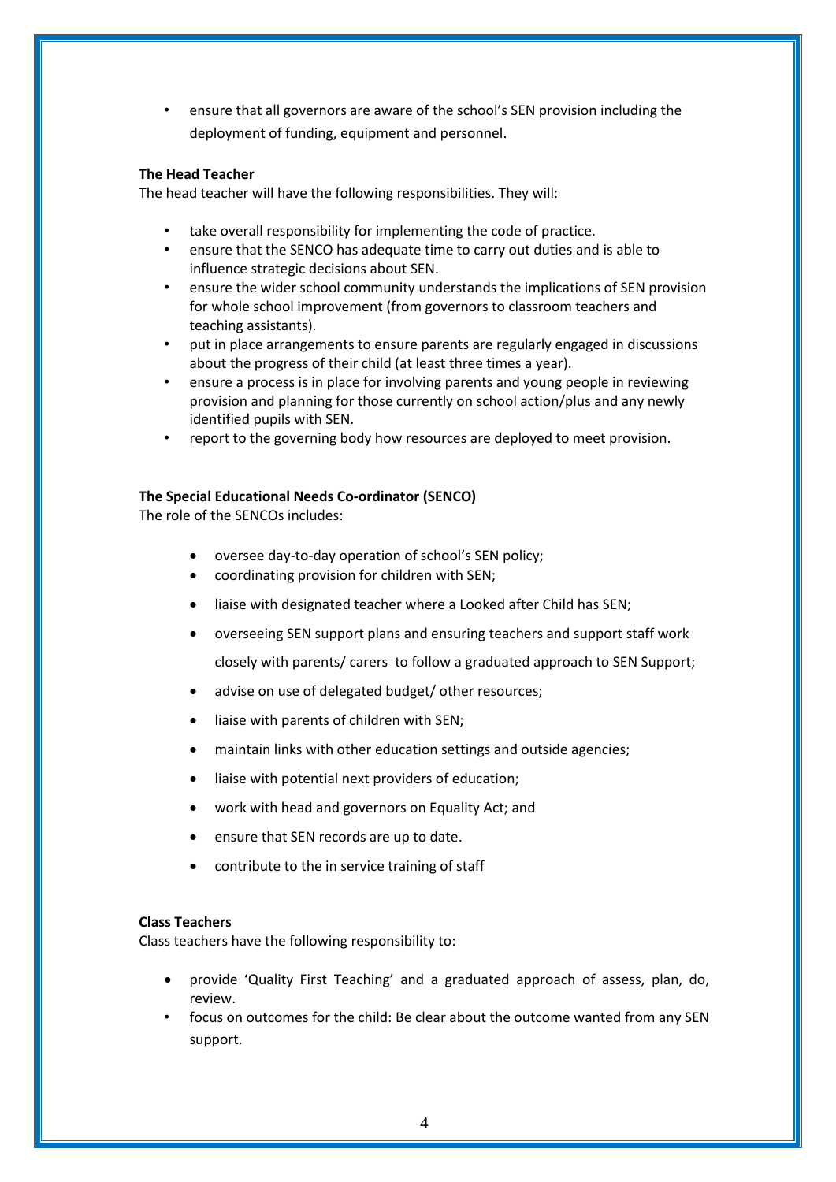- ensure that all governors are aware of the school's SEN provision including the deployment of funding, equipment and personnel.

**The Head Teacher**
The head teacher will have the following responsibilities. They will:

- take overall responsibility for implementing the code of practice.
- ensure that the SENCO has adequate time to carry out duties and is able to influence strategic decisions about SEN.
- ensure the wider school community understands the implications of SEN provision for whole school improvement (from governors to classroom teachers and teaching assistants).
- put in place arrangements to ensure parents are regularly engaged in discussions about the progress of their child (at least three times a year).
- ensure a process is in place for involving parents and young people in reviewing provision and planning for those currently on school action/plus and any newly identified pupils with SEN.
- report to the governing body how resources are deployed to meet provision.

**The Special Educational Needs Co-ordinator (SENCO)**
The role of the SENCOs includes:

- oversee day-to-day operation of school's SEN policy;
- coordinating provision for children with SEN;
- liaise with designated teacher where a Looked after Child has SEN;
- overseeing SEN support plans and ensuring teachers and support staff work closely with parents/ carers to follow a graduated approach to SEN Support;
- advise on use of delegated budget/ other resources;
- liaise with parents of children with SEN;
- maintain links with other education settings and outside agencies;
- liaise with potential next providers of education;
- work with head and governors on Equality Act; and
- ensure that SEN records are up to date.
- contribute to the in service training of staff

**Class Teachers**
Class teachers have the following responsibility to:

- provide 'Quality First Teaching' and a graduated approach of assess, plan, do, review.
- focus on outcomes for the child: Be clear about the outcome wanted from any SEN support.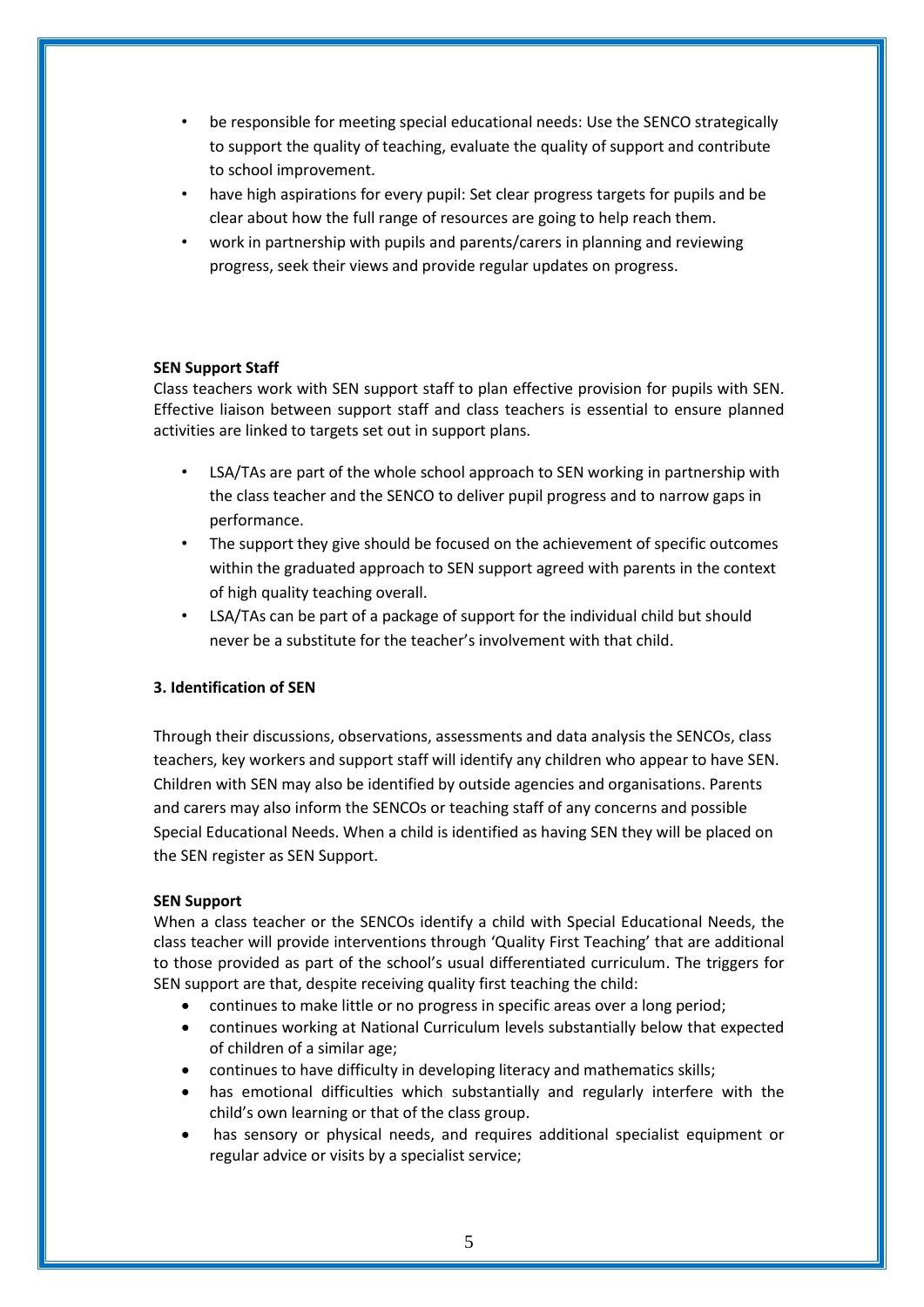- be responsible for meeting special educational needs: Use the SENCO strategically to support the quality of teaching, evaluate the quality of support and contribute to school improvement.
- have high aspirations for every pupil: Set clear progress targets for pupils and be clear about how the full range of resources are going to help reach them.
- work in partnership with pupils and parents/carers in planning and reviewing progress, seek their views and provide regular updates on progress.

**SEN Support Staff**

Class teachers work with SEN support staff to plan effective provision for pupils with SEN. Effective liaison between support staff and class teachers is essential to ensure planned activities are linked to targets set out in support plans.

- LSA/TAs are part of the whole school approach to SEN working in partnership with the class teacher and the SENCO to deliver pupil progress and to narrow gaps in performance.
- The support they give should be focused on the achievement of specific outcomes within the graduated approach to SEN support agreed with parents in the context of high quality teaching overall.
- LSA/TAs can be part of a package of support for the individual child but should never be a substitute for the teacher's involvement with that child.

**3. Identification of SEN**

Through their discussions, observations, assessments and data analysis the SENCOs, class teachers, key workers and support staff will identify any children who appear to have SEN. Children with SEN may also be identified by outside agencies and organisations. Parents and carers may also inform the SENCOs or teaching staff of any concerns and possible Special Educational Needs. When a child is identified as having SEN they will be placed on the SEN register as SEN Support.

**SEN Support**

When a class teacher or the SENCOs identify a child with Special Educational Needs, the class teacher will provide interventions through 'Quality First Teaching' that are additional to those provided as part of the school's usual differentiated curriculum. The triggers for SEN support are that, despite receiving quality first teaching the child:

- continues to make little or no progress in specific areas over a long period;
- continues working at National Curriculum levels substantially below that expected of children of a similar age;
- continues to have difficulty in developing literacy and mathematics skills;
- has emotional difficulties which substantially and regularly interfere with the child's own learning or that of the class group.
- has sensory or physical needs, and requires additional specialist equipment or regular advice or visits by a specialist service;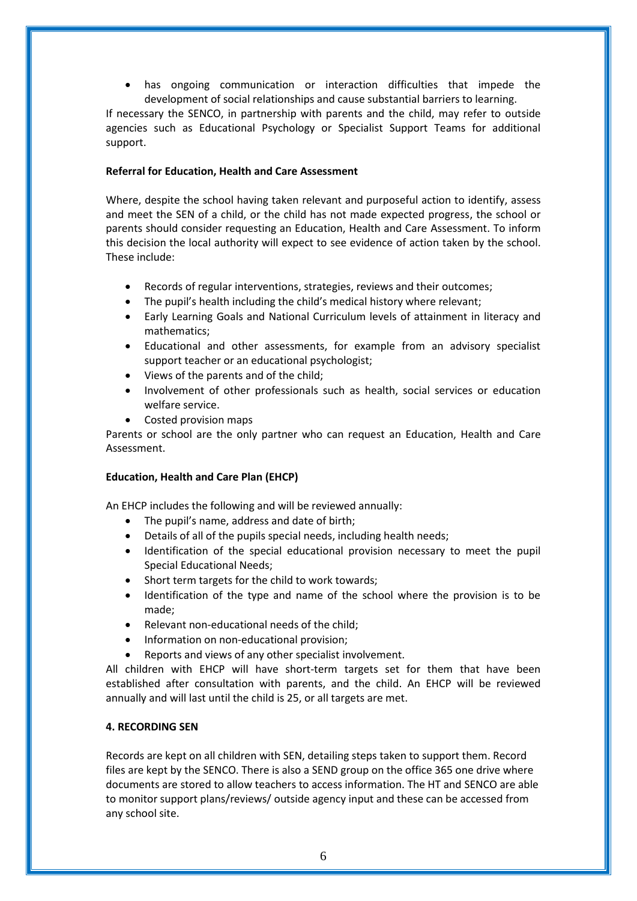- has ongoing communication or interaction difficulties that impede the development of social relationships and cause substantial barriers to learning.

If necessary the SENCO, in partnership with parents and the child, may refer to outside agencies such as Educational Psychology or Specialist Support Teams for additional support.

**Referral for Education, Health and Care Assessment**

Where, despite the school having taken relevant and purposeful action to identify, assess and meet the SEN of a child, or the child has not made expected progress, the school or parents should consider requesting an Education, Health and Care Assessment. To inform this decision the local authority will expect to see evidence of action taken by the school. These include:

- Records of regular interventions, strategies, reviews and their outcomes;
- The pupil's health including the child's medical history where relevant;
- Early Learning Goals and National Curriculum levels of attainment in literacy and mathematics;
- Educational and other assessments, for example from an advisory specialist support teacher or an educational psychologist;
- Views of the parents and of the child;
- Involvement of other professionals such as health, social services or education welfare service.
- Costed provision maps

Parents or school are the only partner who can request an Education, Health and Care Assessment.

**Education, Health and Care Plan (EHCP)**

An EHCP includes the following and will be reviewed annually:

- The pupil's name, address and date of birth;
- Details of all of the pupils special needs, including health needs;
- Identification of the special educational provision necessary to meet the pupil Special Educational Needs;
- Short term targets for the child to work towards;
- Identification of the type and name of the school where the provision is to be made;
- Relevant non-educational needs of the child;
- Information on non-educational provision;
- Reports and views of any other specialist involvement.

All children with EHCP will have short-term targets set for them that have been established after consultation with parents, and the child. An EHCP will be reviewed annually and will last until the child is 25, or all targets are met.

**4. RECORDING SEN**

Records are kept on all children with SEN, detailing steps taken to support them. Record files are kept by the SENCO. There is also a SEND group on the office 365 one drive where documents are stored to allow teachers to access information. The HT and SENCO are able to monitor support plans/reviews/ outside agency input and these can be accessed from any school site.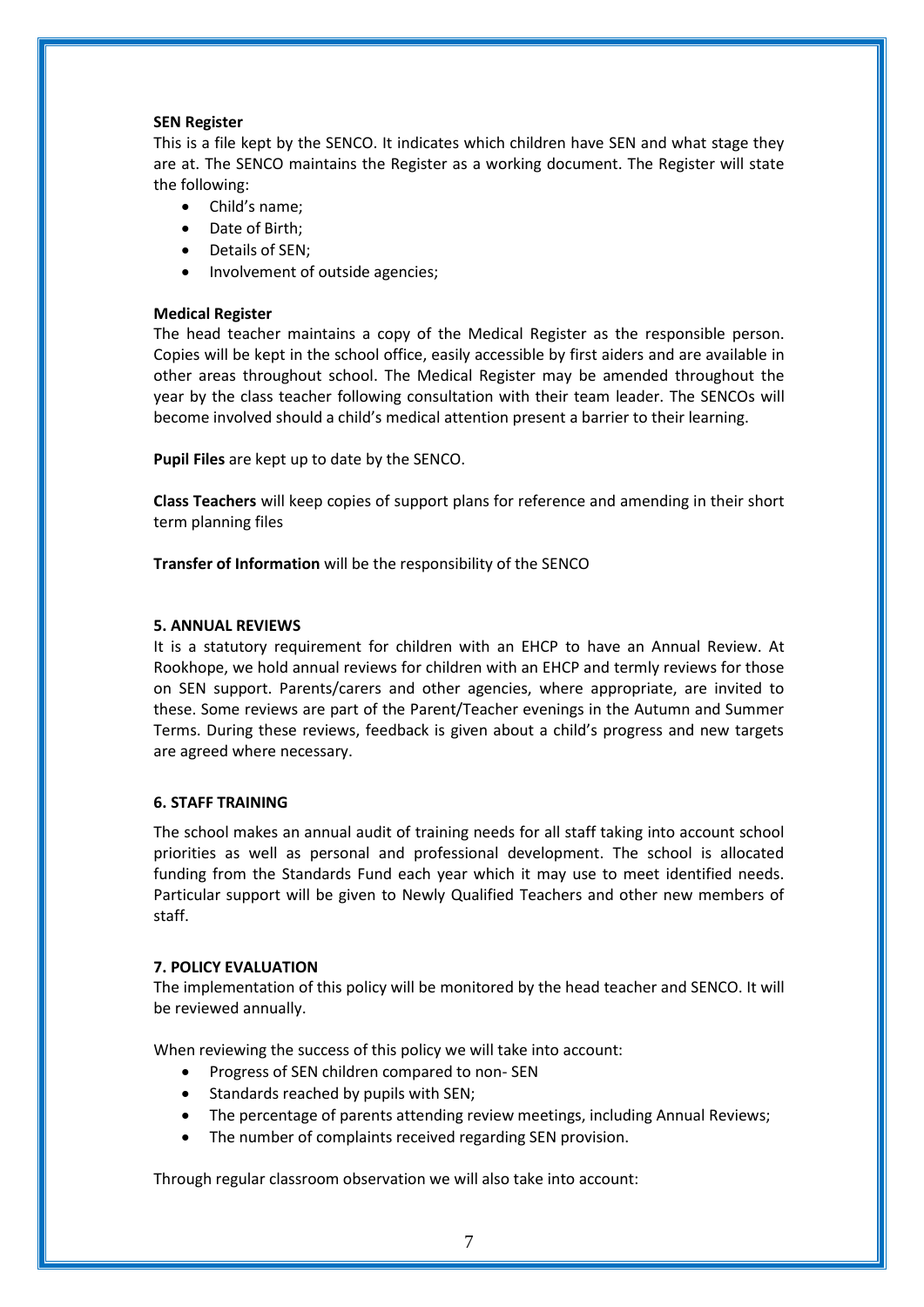**SEN Register**

This is a file kept by the SENCO. It indicates which children have SEN and what stage they are at. The SENCO maintains the Register as a working document. The Register will state the following:

- Child's name;
- Date of Birth;
- Details of SEN;
- Involvement of outside agencies;

**Medical Register**

The head teacher maintains a copy of the Medical Register as the responsible person. Copies will be kept in the school office, easily accessible by first aiders and are available in other areas throughout school. The Medical Register may be amended throughout the year by the class teacher following consultation with their team leader. The SENCOs will become involved should a child's medical attention present a barrier to their learning.

**Pupil Files** are kept up to date by the SENCO.

**Class Teachers** will keep copies of support plans for reference and amending in their short term planning files

**Transfer of Information** will be the responsibility of the SENCO

## 5. ANNUAL REVIEWS

It is a statutory requirement for children with an EHCP to have an Annual Review. At Rookhope, we hold annual reviews for children with an EHCP and termly reviews for those on SEN support. Parents/carers and other agencies, where appropriate, are invited to these. Some reviews are part of the Parent/Teacher evenings in the Autumn and Summer Terms. During these reviews, feedback is given about a child's progress and new targets are agreed where necessary.

## 6. STAFF TRAINING

The school makes an annual audit of training needs for all staff taking into account school priorities as well as personal and professional development. The school is allocated funding from the Standards Fund each year which it may use to meet identified needs. Particular support will be given to Newly Qualified Teachers and other new members of staff.

## 7. POLICY EVALUATION

The implementation of this policy will be monitored by the head teacher and SENCO. It will be reviewed annually.

When reviewing the success of this policy we will take into account:

- Progress of SEN children compared to non- SEN
- Standards reached by pupils with SEN;
- The percentage of parents attending review meetings, including Annual Reviews;
- The number of complaints received regarding SEN provision.

Through regular classroom observation we will also take into account: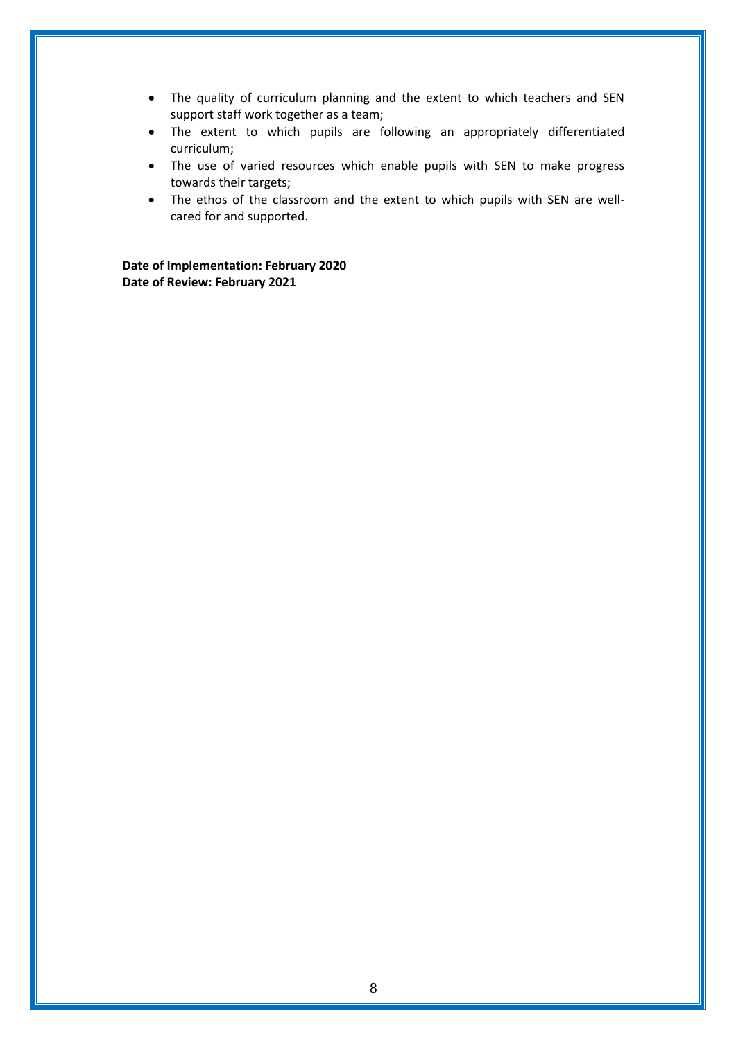- The quality of curriculum planning and the extent to which teachers and SEN support staff work together as a team;
- The extent to which pupils are following an appropriately differentiated curriculum;
- The use of varied resources which enable pupils with SEN to make progress towards their targets;
- The ethos of the classroom and the extent to which pupils with SEN are well-cared for and supported.

**Date of Implementation: February 2020**
**Date of Review: February 2021**